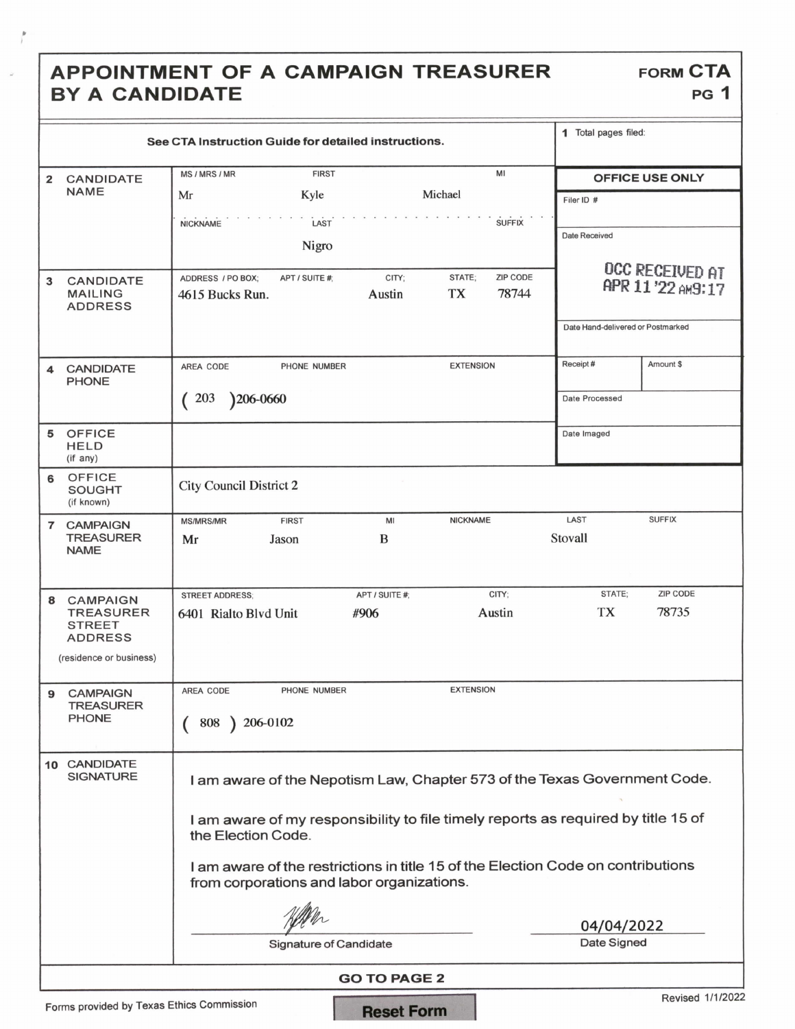# APPOINTMENT OF A CAMPAIGN TREASURER BY A CANDIDATE

**FORM CTA PG 1**

See CTA Instruction Guide for detailed instructions.

**1** Total pages filed:

**OFFICE USE ONLY**

Filer ID #

Date Received: OCC RECEIVED AT APR 11 '22 AM9:17

Date Hand-delivered or Postmarked

Receipt # | Amount $

Date Processed

Date Imaged

| | | | | | | |
|---|---|---|---|---|---|---|
| **2 CANDIDATE NAME** | MS / MRS / MR: Mr | FIRST: Kyle | MI: Michael | | | |
| | NICKNAME: | LAST: Nigro | SUFFIX: | | | |
| **3 CANDIDATE MAILING ADDRESS** | ADDRESS / PO BOX: 4615 Bucks Run. | APT / SUITE #: | CITY: Austin | STATE: TX | ZIP CODE: 78744 | |
| **4 CANDIDATE PHONE** | AREA CODE: (203) | PHONE NUMBER: 206-0660 | EXTENSION: | | | |
| **5 OFFICE HELD** (if any) | | | | | | |
| **6 OFFICE SOUGHT** (if known) | City Council District 2 | | | | | |
| **7 CAMPAIGN TREASURER NAME** | MS/MRS/MR: Mr | FIRST: Jason | MI: B | NICKNAME: | LAST: Stovall | SUFFIX: |
| **8 CAMPAIGN TREASURER STREET ADDRESS** (residence or business) | STREET ADDRESS: 6401 Rialto Blvd Unit | APT / SUITE #: #906 | CITY: Austin | STATE: TX | ZIP CODE: 78735 | |
| **9 CAMPAIGN TREASURER PHONE** | AREA CODE: (808) | PHONE NUMBER: 206-0102 | EXTENSION: | | | |

**10 CANDIDATE SIGNATURE**

I am aware of the Nepotism Law, Chapter 573 of the Texas Government Code.

I am aware of my responsibility to file timely reports as required by title 15 of the Election Code.

I am aware of the restrictions in title 15 of the Election Code on contributions from corporations and labor organizations.

Signature of Candidate: [signature]

Date Signed: 04/04/2022

**GO TO PAGE 2**

Forms provided by Texas Ethics Commission

Reset Form

Revised 1/1/2022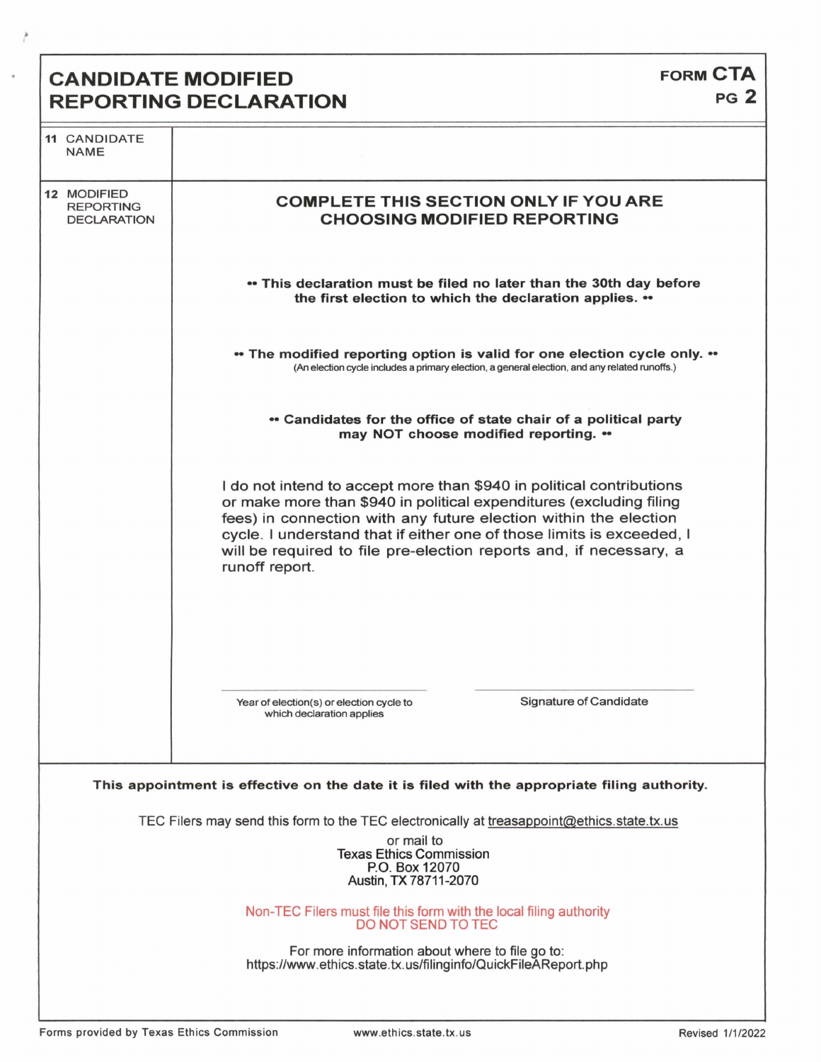# CANDIDATE MODIFIED REPORTING DECLARATION

**FORM CTA PG 2**

| | |
|---|---|
| **11** CANDIDATE NAME | |
| **12** MODIFIED REPORTING DECLARATION | **COMPLETE THIS SECTION ONLY IF YOU ARE CHOOSING MODIFIED REPORTING** |

**•• This declaration must be filed no later than the 30th day before the first election to which the declaration applies. ••**

**•• The modified reporting option is valid for one election cycle only. ••**
(An election cycle includes a primary election, a general election, and any related runoffs.)

**•• Candidates for the office of state chair of a political party may NOT choose modified reporting. ••**

I do not intend to accept more than $940 in political contributions or make more than $940 in political expenditures (excluding filing fees) in connection with any future election within the election cycle. I understand that if either one of those limits is exceeded, I will be required to file pre-election reports and, if necessary, a runoff report.

______________________________
Year of election(s) or election cycle to which declaration applies

______________________________
Signature of Candidate

**This appointment is effective on the date it is filed with the appropriate filing authority.**

TEC Filers may send this form to the TEC electronically at treasappoint@ethics.state.tx.us

or mail to
Texas Ethics Commission
P.O. Box 12070
Austin, TX 78711-2070

Non-TEC Filers must file this form with the local filing authority
DO NOT SEND TO TEC

For more information about where to file go to:
https://www.ethics.state.tx.us/filinginfo/QuickFileAReport.php

Forms provided by Texas Ethics Commission www.ethics.state.tx.us Revised 1/1/2022